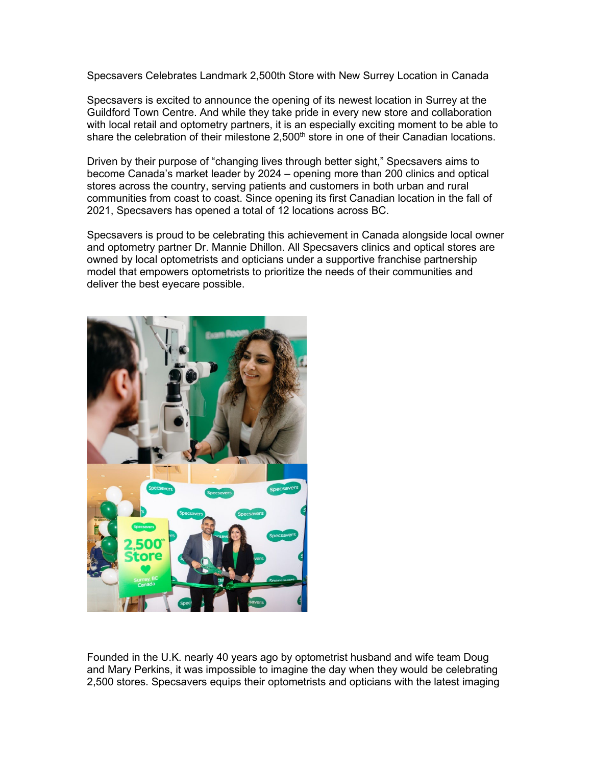# Specsavers Celebrates Landmark 2,500th Store with New Surrey Location in Canada

Specsavers is excited to announce the opening of its newest location in Surrey at the Guildford Town Centre. And while they take pride in every new store and collaboration with local retail and optometry partners, it is an especially exciting moment to be able to share the celebration of their milestone 2,500th store in one of their Canadian locations.

Driven by their purpose of "changing lives through better sight," Specsavers aims to become Canada's market leader by 2024 – opening more than 200 clinics and optical stores across the country, serving patients and customers in both urban and rural communities from coast to coast. Since opening its first Canadian location in the fall of 2021, Specsavers has opened a total of 12 locations across BC.

Specsavers is proud to be celebrating this achievement in Canada alongside local owner and optometry partner Dr. Mannie Dhillon. All Specsavers clinics and optical stores are owned by local optometrists and opticians under a supportive franchise partnership model that empowers optometrists to prioritize the needs of their communities and deliver the best eyecare possible.

Founded in the U.K. nearly 40 years ago by optometrist husband and wife team Doug and Mary Perkins, it was impossible to imagine the day when they would be celebrating 2,500 stores. Specsavers equips their optometrists and opticians with the latest imaging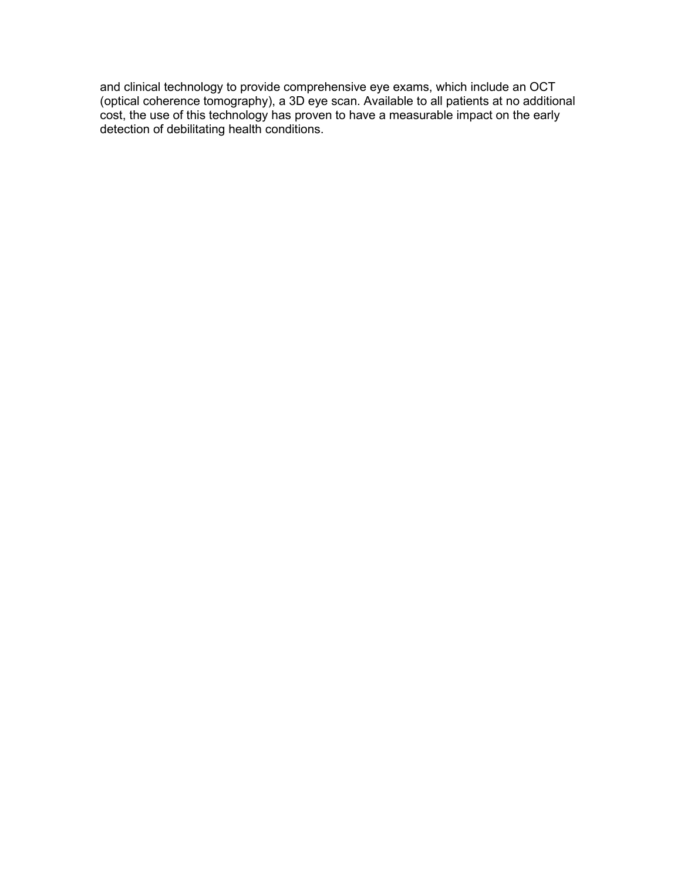and clinical technology to provide comprehensive eye exams, which include an OCT (optical coherence tomography), a 3D eye scan. Available to all patients at no additional cost, the use of this technology has proven to have a measurable impact on the early detection of debilitating health conditions.